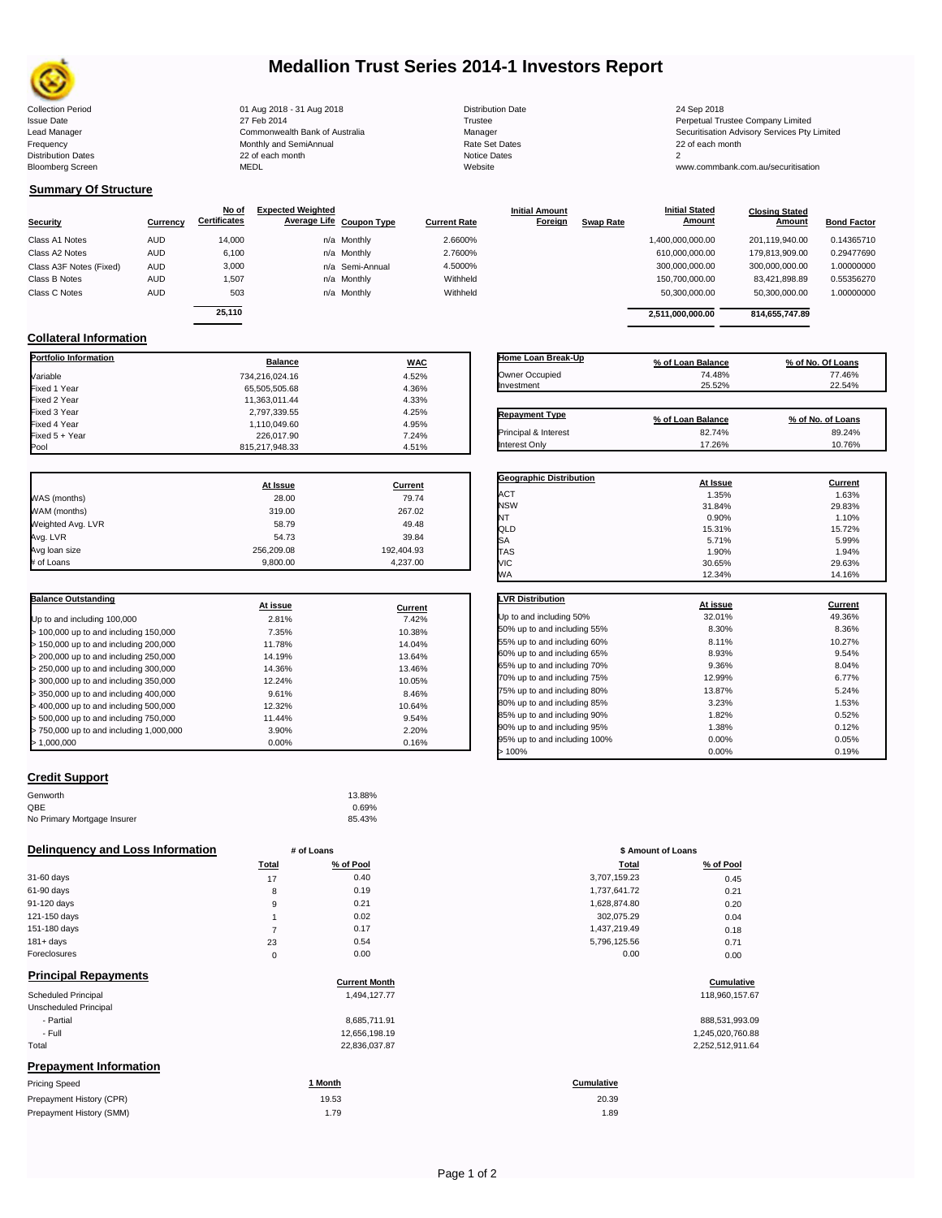# Medallion Trust Series 2014-1 Investors Report

| | | | |
|---|---|---|---|
| Collection Period | 01 Aug 2018 - 31 Aug 2018 | Distribution Date | 24 Sep 2018 |
| Issue Date | 27 Feb 2014 | Trustee | Perpetual Trustee Company Limited |
| Lead Manager | Commonwealth Bank of Australia | Manager | Securitisation Advisory Services Pty Limited |
| Frequency | Monthly and SemiAnnual | Rate Set Dates | 22 of each month |
| Distribution Dates | 22 of each month | Notice Dates | 2 |
| Bloomberg Screen | MEDL | Website | www.commbank.com.au/securitisation |

## Summary Of Structure

| Security | Currency | No of Certificates | Expected Weighted Average Life | Coupon Type | Current Rate | Initial Amount Foreign | Swap Rate | Initial Stated Amount | Closing Stated Amount | Bond Factor |
|---|---|---|---|---|---|---|---|---|---|---|
| Class A1 Notes | AUD | 14,000 | n/a | Monthly | 2.6600% | | | 1,400,000,000.00 | 201,119,940.00 | 0.14365710 |
| Class A2 Notes | AUD | 6,100 | n/a | Monthly | 2.7600% | | | 610,000,000.00 | 179,813,909.00 | 0.29477690 |
| Class A3F Notes (Fixed) | AUD | 3,000 | n/a | Semi-Annual | 4.5000% | | | 300,000,000.00 | 300,000,000.00 | 1.00000000 |
| Class B Notes | AUD | 1,507 | n/a | Monthly | Withheld | | | 150,700,000.00 | 83,421,898.89 | 0.55356270 |
| Class C Notes | AUD | 503 | n/a | Monthly | Withheld | | | 50,300,000.00 | 50,300,000.00 | 1.00000000 |
| | | 25,110 | | | | | | 2,511,000,000.00 | 814,655,747.89 | |

## Collateral Information

| Portfolio Information | Balance | WAC |
|---|---|---|
| Variable | 734,216,024.16 | 4.52% |
| Fixed 1 Year | 65,505,505.68 | 4.36% |
| Fixed 2 Year | 11,363,011.44 | 4.33% |
| Fixed 3 Year | 2,797,339.55 | 4.25% |
| Fixed 4 Year | 1,110,049.60 | 4.95% |
| Fixed 5 + Year | 226,017.90 | 7.24% |
| Pool | 815,217,948.33 | 4.51% |

| Home Loan Break-Up | % of Loan Balance | % of No. Of Loans |
|---|---|---|
| Owner Occupied | 74.48% | 77.46% |
| Investment | 25.52% | 22.54% |

| Repayment Type | % of Loan Balance | % of No. of Loans |
|---|---|---|
| Principal & Interest | 82.74% | 89.24% |
| Interest Only | 17.26% | 10.76% |

| | At Issue | Current |
|---|---|---|
| WAS (months) | 28.00 | 79.74 |
| WAM (months) | 319.00 | 267.02 |
| Weighted Avg. LVR | 58.79 | 49.48 |
| Avg. LVR | 54.73 | 39.84 |
| Avg loan size | 256,209.08 | 192,404.93 |
| # of Loans | 9,800.00 | 4,237.00 |

| Geographic Distribution | At Issue | Current |
|---|---|---|
| ACT | 1.35% | 1.63% |
| NSW | 31.84% | 29.83% |
| NT | 0.90% | 1.10% |
| QLD | 15.31% | 15.72% |
| SA | 5.71% | 5.99% |
| TAS | 1.90% | 1.94% |
| VIC | 30.65% | 29.63% |
| WA | 12.34% | 14.16% |

| Balance Outstanding | At issue | Current |
|---|---|---|
| Up to and including 100,000 | 2.81% | 7.42% |
| > 100,000 up to and including 150,000 | 7.35% | 10.38% |
| > 150,000 up to and including 200,000 | 11.78% | 14.04% |
| > 200,000 up to and including 250,000 | 14.19% | 13.64% |
| > 250,000 up to and including 300,000 | 14.36% | 13.46% |
| > 300,000 up to and including 350,000 | 12.24% | 10.05% |
| > 350,000 up to and including 400,000 | 9.61% | 8.46% |
| > 400,000 up to and including 500,000 | 12.32% | 10.64% |
| > 500,000 up to and including 750,000 | 11.44% | 9.54% |
| > 750,000 up to and including 1,000,000 | 3.90% | 2.20% |
| > 1,000,000 | 0.00% | 0.16% |

| LVR Distribution | At issue | Current |
|---|---|---|
| Up to and including 50% | 32.01% | 49.36% |
| 50% up to and including 55% | 8.30% | 8.36% |
| 55% up to and including 60% | 8.11% | 10.27% |
| 60% up to and including 65% | 8.93% | 9.54% |
| 65% up to and including 70% | 9.36% | 8.04% |
| 70% up to and including 75% | 12.99% | 6.77% |
| 75% up to and including 80% | 13.87% | 5.24% |
| 80% up to and including 85% | 3.23% | 1.53% |
| 85% up to and including 90% | 1.82% | 0.52% |
| 90% up to and including 95% | 1.38% | 0.12% |
| 95% up to and including 100% | 0.00% | 0.05% |
| > 100% | 0.00% | 0.19% |

## Credit Support

| | |
|---|---|
| Genworth | 13.88% |
| QBE | 0.69% |
| No Primary Mortgage Insurer | 85.43% |

## Delinquency and Loss Information

| | # of Loans Total | # of Loans % of Pool | $ Amount of Loans Total | $ Amount of Loans % of Pool |
|---|---|---|---|---|
| 31-60 days | 17 | 0.40 | 3,707,159.23 | 0.45 |
| 61-90 days | 8 | 0.19 | 1,737,641.72 | 0.21 |
| 91-120 days | 9 | 0.21 | 1,628,874.80 | 0.20 |
| 121-150 days | 1 | 0.02 | 302,075.29 | 0.04 |
| 151-180 days | 7 | 0.17 | 1,437,219.49 | 0.18 |
| 181+ days | 23 | 0.54 | 5,796,125.56 | 0.71 |
| Foreclosures | 0 | 0.00 | 0.00 | 0.00 |

## Principal Repayments

| | Current Month | Cumulative |
|---|---|---|
| Scheduled Principal | 1,494,127.77 | 118,960,157.67 |
| Unscheduled Principal | | |
| - Partial | 8,685,711.91 | 888,531,993.09 |
| - Full | 12,656,198.19 | 1,245,020,760.88 |
| Total | 22,836,037.87 | 2,252,512,911.64 |

## Prepayment Information

| Pricing Speed | 1 Month | Cumulative |
|---|---|---|
| Prepayment History (CPR) | 19.53 | 20.39 |
| Prepayment History (SMM) | 1.79 | 1.89 |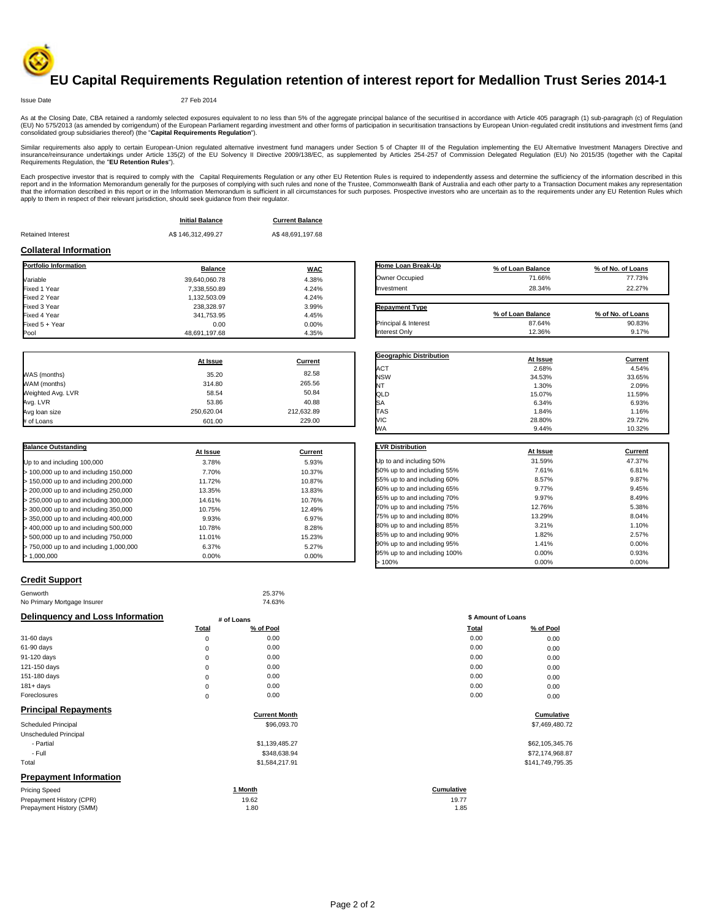# EU Capital Requirements Regulation retention of interest report for Medallion Trust Series 2014-1

Issue Date 27 Feb 2014

As at the Closing Date, CBA retained a randomly selected exposures equivalent to no less than 5% of the aggregate principal balance of the securitised in accordance with Article 405 paragraph (1) sub-paragraph (c) of Regulation (EU) No 575/2013 (as amended by corrigendum) of the European Parliament regarding investment and other forms of participation in securitisation transactions by European Union-regulated credit institutions and investment firms (and consolidated group subsidiaries thereof) (the "**Capital Requirements Regulation**").

Similar requirements also apply to certain European-Union regulated alternative investment fund managers under Section 5 of Chapter III of the Regulation implementing the EU Alternative Investment Managers Directive and insurance/reinsurance undertakings under Article 135(2) of the EU Solvency II Directive 2009/138/EC, as supplemented by Articles 254-257 of Commission Delegated Regulation (EU) No 2015/35 (together with the Capital Requirements Regulation, the "**EU Retention Rules**").

Each prospective investor that is required to comply with the Capital Requirements Regulation or any other EU Retention Rules is required to independently assess and determine the sufficiency of the information described in this report and in the Information Memorandum generally for the purposes of complying with such rules and none of the Trustee, Commonwealth Bank of Australia and each other party to a Transaction Document makes any representation that the information described in this report or in the Information Memorandum is sufficient in all circumstances for such purposes. Prospective investors who are uncertain as to the requirements under any EU Retention Rules which apply to them in respect of their relevant jurisdiction, should seek guidance from their regulator.

| | Initial Balance | Current Balance |
|---|---|---|
| Retained Interest | A$ 146,312,499.27 | A$ 48,691,197.68 |

## Collateral Information

| Portfolio Information | Balance | WAC |
|---|---|---|
| Variable | 39,640,060.78 | 4.38% |
| Fixed 1 Year | 7,338,550.89 | 4.24% |
| Fixed 2 Year | 1,132,503.09 | 4.24% |
| Fixed 3 Year | 238,328.97 | 3.99% |
| Fixed 4 Year | 341,753.95 | 4.45% |
| Fixed 5 + Year | 0.00 | 0.00% |
| Pool | 48,691,197.68 | 4.35% |

| Home Loan Break-Up | % of Loan Balance | % of No. of Loans |
|---|---|---|
| Owner Occupied | 71.66% | 77.73% |
| Investment | 28.34% | 22.27% |

| Repayment Type | % of Loan Balance | % of No. of Loans |
|---|---|---|
| Principal & Interest | 87.64% | 90.83% |
| Interest Only | 12.36% | 9.17% |

| | At Issue | Current |
|---|---|---|
| WAS (months) | 35.20 | 82.58 |
| WAM (months) | 314.80 | 265.56 |
| Weighted Avg. LVR | 58.54 | 50.84 |
| Avg. LVR | 53.86 | 40.88 |
| Avg loan size | 250,620.04 | 212,632.89 |
| # of Loans | 601.00 | 229.00 |

| Geographic Distribution | At Issue | Current |
|---|---|---|
| ACT | 2.68% | 4.54% |
| NSW | 34.53% | 33.65% |
| NT | 1.30% | 2.09% |
| QLD | 15.07% | 11.59% |
| SA | 6.34% | 6.93% |
| TAS | 1.84% | 1.16% |
| VIC | 28.80% | 29.72% |
| WA | 9.44% | 10.32% |

| Balance Outstanding | At Issue | Current |
|---|---|---|
| Up to and including 100,000 | 3.78% | 5.93% |
| > 100,000 up to and including 150,000 | 7.70% | 10.37% |
| > 150,000 up to and including 200,000 | 11.72% | 10.87% |
| > 200,000 up to and including 250,000 | 13.35% | 13.83% |
| > 250,000 up to and including 300,000 | 14.61% | 10.76% |
| > 300,000 up to and including 350,000 | 10.75% | 12.49% |
| > 350,000 up to and including 400,000 | 9.93% | 6.97% |
| > 400,000 up to and including 500,000 | 10.78% | 8.28% |
| > 500,000 up to and including 750,000 | 11.01% | 15.23% |
| > 750,000 up to and including 1,000,000 | 6.37% | 5.27% |
| > 1,000,000 | 0.00% | 0.00% |

| LVR Distribution | At Issue | Current |
|---|---|---|
| Up to and including 50% | 31.59% | 47.37% |
| 50% up to and including 55% | 7.61% | 6.81% |
| 55% up to and including 60% | 8.57% | 9.87% |
| 60% up to and including 65% | 9.77% | 9.45% |
| 65% up to and including 70% | 9.97% | 8.49% |
| 70% up to and including 75% | 12.76% | 5.38% |
| 75% up to and including 80% | 13.29% | 8.04% |
| 80% up to and including 85% | 3.21% | 1.10% |
| 85% up to and including 90% | 1.82% | 2.57% |
| 90% up to and including 95% | 1.41% | 0.00% |
| 95% up to and including 100% | 0.00% | 0.93% |
| > 100% | 0.00% | 0.00% |

## Credit Support

| | |
|---|---|
| Genworth | 25.37% |
| No Primary Mortgage Insurer | 74.63% |

## Delinquency and Loss Information

| | # of Loans | | \$ Amount of Loans | |
|---|---|---|---|---|
| | Total | % of Pool | Total | % of Pool |
| 31-60 days | 0 | 0.00 | 0.00 | 0.00 |
| 61-90 days | 0 | 0.00 | 0.00 | 0.00 |
| 91-120 days | 0 | 0.00 | 0.00 | 0.00 |
| 121-150 days | 0 | 0.00 | 0.00 | 0.00 |
| 151-180 days | 0 | 0.00 | 0.00 | 0.00 |
| 181+ days | 0 | 0.00 | 0.00 | 0.00 |
| Foreclosures | 0 | 0.00 | 0.00 | 0.00 |

## Principal Repayments

| | Current Month | Cumulative |
|---|---|---|
| Scheduled Principal | $96,093.70 | $7,469,480.72 |
| Unscheduled Principal | | |
| - Partial | $1,139,485.27 | $62,105,345.76 |
| - Full | $348,638.94 | $72,174,968.87 |
| Total | $1,584,217.91 | $141,749,795.35 |

## Prepayment Information

| Pricing Speed | 1 Month | Cumulative |
|---|---|---|
| Prepayment History (CPR) | 19.62 | 19.77 |
| Prepayment History (SMM) | 1.80 | 1.85 |